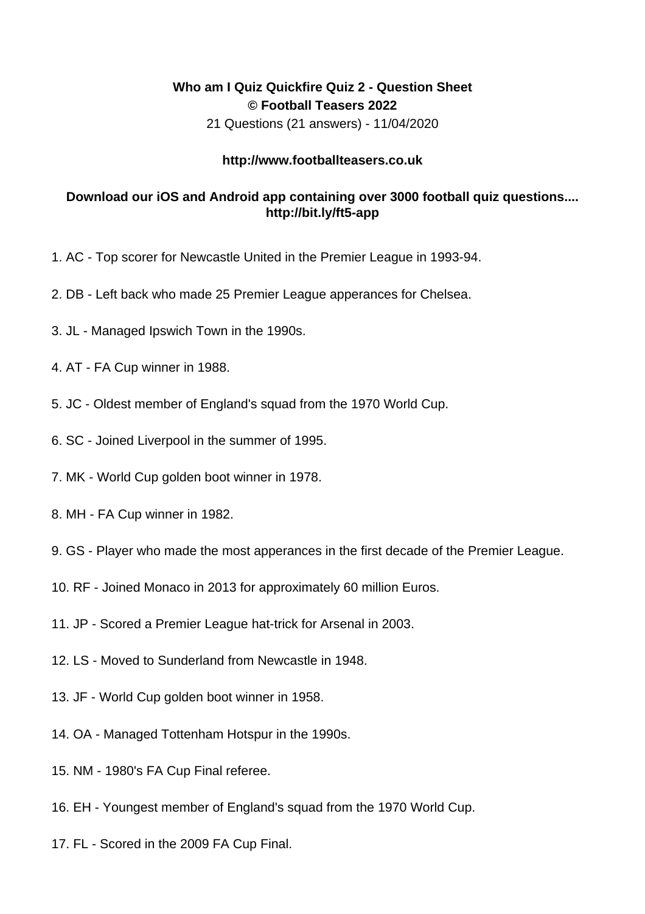**Who am I Quiz Quickfire Quiz 2 - Question Sheet**
**© Football Teasers 2022**
21 Questions (21 answers) - 11/04/2020

**http://www.footballteasers.co.uk**

**Download our iOS and Android app containing over 3000 football quiz questions.... http://bit.ly/ft5-app**

1. AC - Top scorer for Newcastle United in the Premier League in 1993-94.

2. DB - Left back who made 25 Premier League apperances for Chelsea.

3. JL - Managed Ipswich Town in the 1990s.

4. AT - FA Cup winner in 1988.

5. JC - Oldest member of England's squad from the 1970 World Cup.

6. SC - Joined Liverpool in the summer of 1995.

7. MK - World Cup golden boot winner in 1978.

8. MH - FA Cup winner in 1982.

9. GS - Player who made the most apperances in the first decade of the Premier League.

10. RF - Joined Monaco in 2013 for approximately 60 million Euros.

11. JP - Scored a Premier League hat-trick for Arsenal in 2003.

12. LS - Moved to Sunderland from Newcastle in 1948.

13. JF - World Cup golden boot winner in 1958.

14. OA - Managed Tottenham Hotspur in the 1990s.

15. NM - 1980's FA Cup Final referee.

16. EH - Youngest member of England's squad from the 1970 World Cup.

17. FL - Scored in the 2009 FA Cup Final.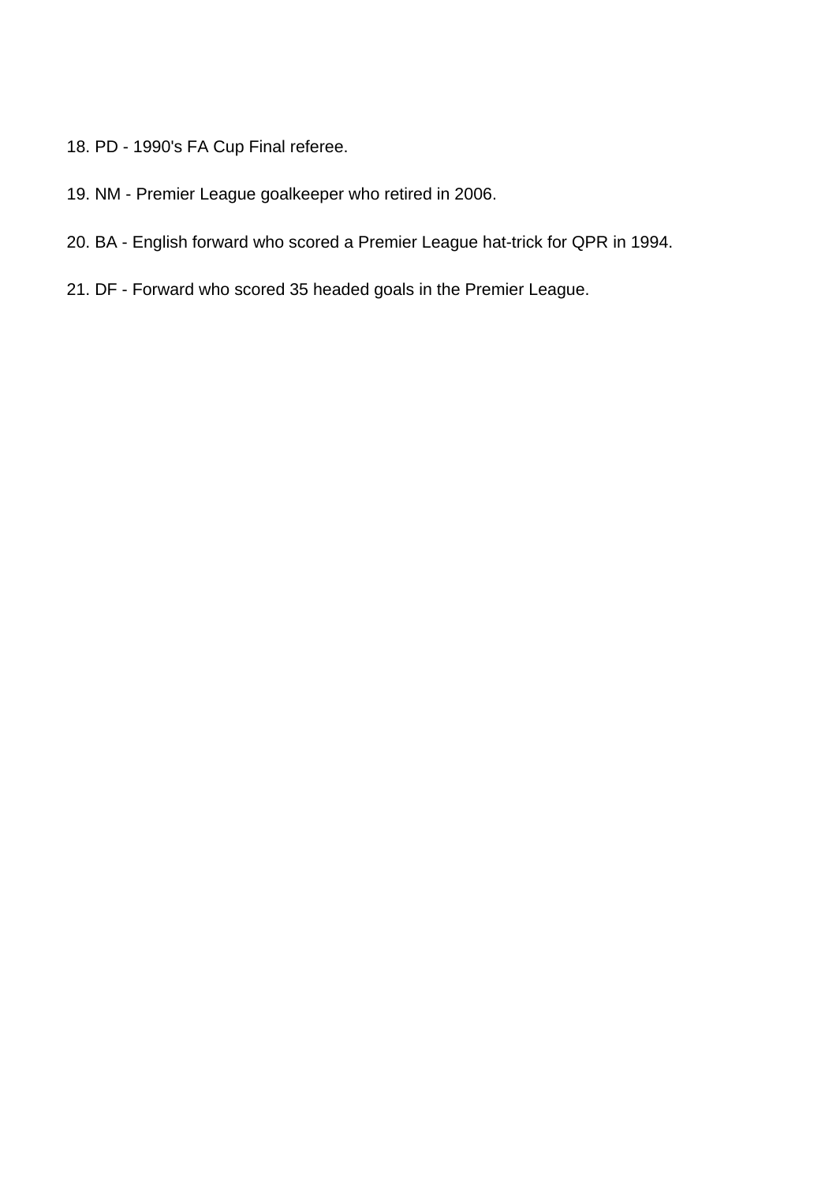18. PD - 1990's FA Cup Final referee.

19. NM - Premier League goalkeeper who retired in 2006.

20. BA - English forward who scored a Premier League hat-trick for QPR in 1994.

21. DF - Forward who scored 35 headed goals in the Premier League.